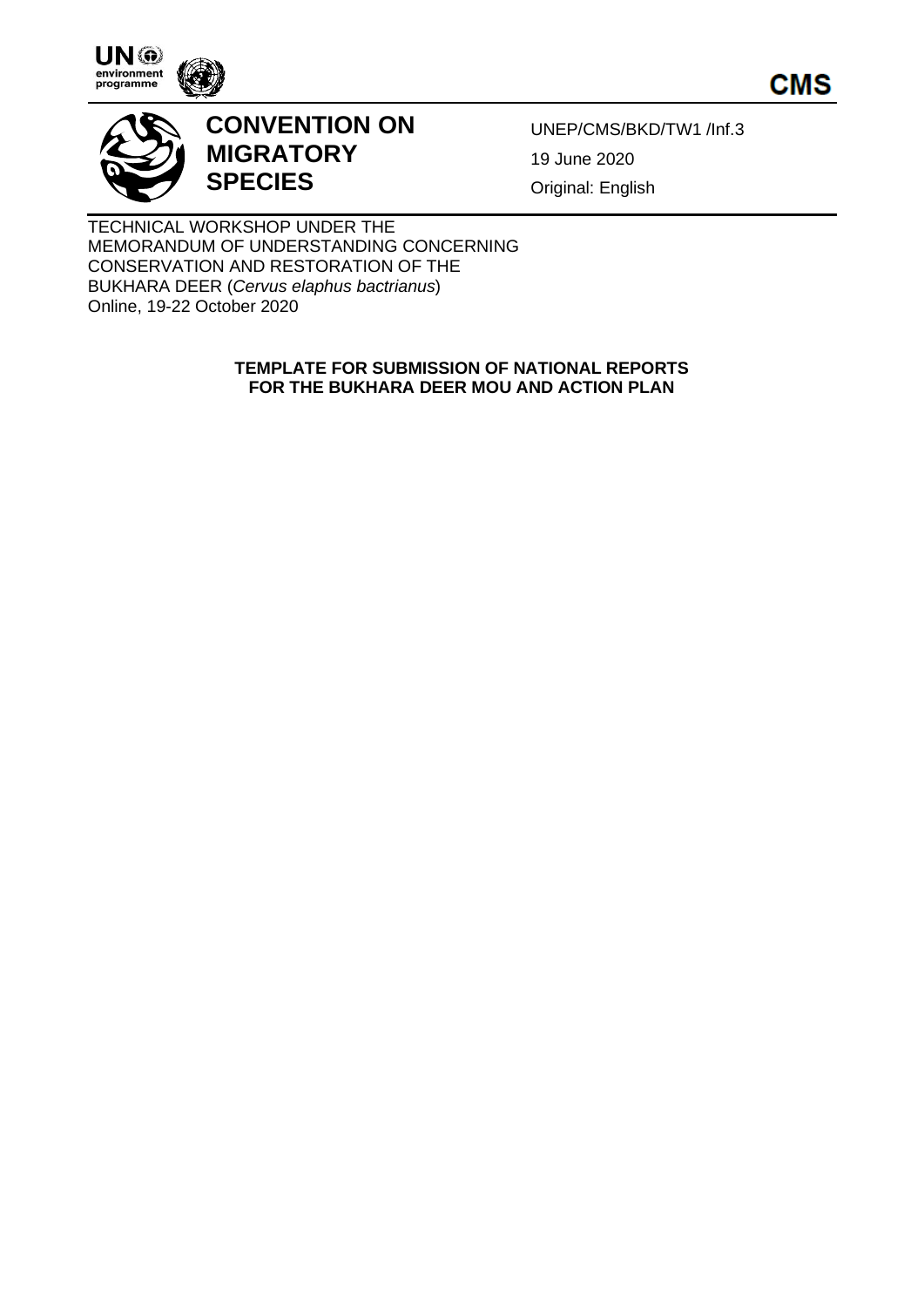UN environment programme

CMS

# CONVENTION ON MIGRATORY SPECIES

UNEP/CMS/BKD/TW1 /Inf.3

19 June 2020

Original: English

TECHNICAL WORKSHOP UNDER THE MEMORANDUM OF UNDERSTANDING CONCERNING CONSERVATION AND RESTORATION OF THE BUKHARA DEER (*Cervus elaphus bactrianus*)
Online, 19-22 October 2020

**TEMPLATE FOR SUBMISSION OF NATIONAL REPORTS FOR THE BUKHARA DEER MOU AND ACTION PLAN**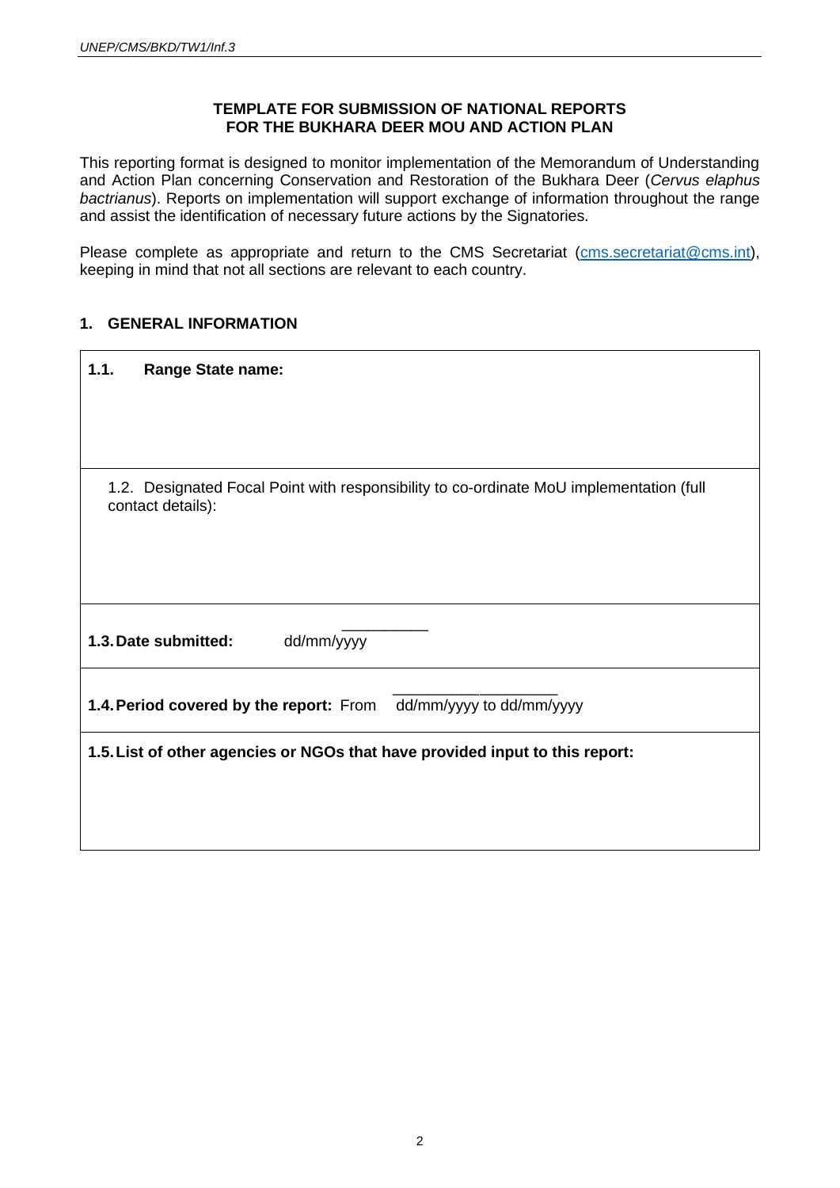**TEMPLATE FOR SUBMISSION OF NATIONAL REPORTS FOR THE BUKHARA DEER MOU AND ACTION PLAN**

This reporting format is designed to monitor implementation of the Memorandum of Understanding and Action Plan concerning Conservation and Restoration of the Bukhara Deer (*Cervus elaphus bactrianus*). Reports on implementation will support exchange of information throughout the range and assist the identification of necessary future actions by the Signatories.

Please complete as appropriate and return to the CMS Secretariat (cms.secretariat@cms.int), keeping in mind that not all sections are relevant to each country.

## 1. GENERAL INFORMATION

| **1.1. Range State name:** |
|---|
| 1.2. Designated Focal Point with responsibility to co-ordinate MoU implementation (full contact details): |
| **1.3. Date submitted:** dd/mm/yyyy |
| **1.4. Period covered by the report:** From dd/mm/yyyy to dd/mm/yyyy |
| **1.5. List of other agencies or NGOs that have provided input to this report:** |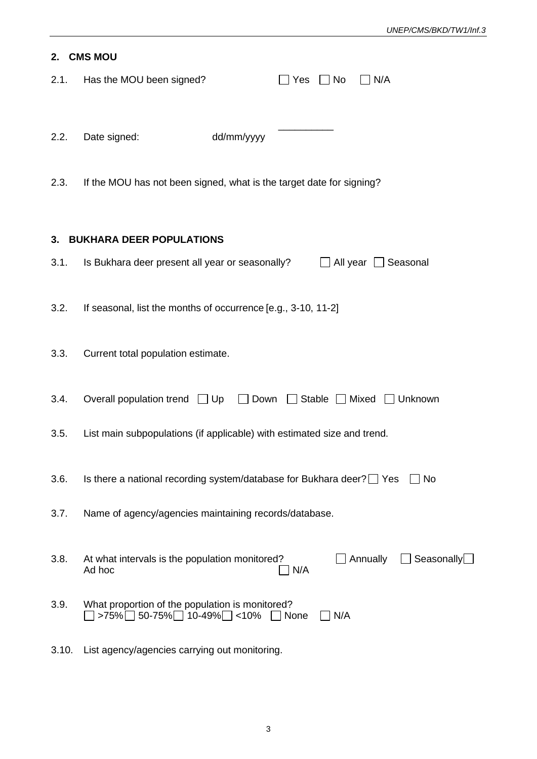## 2. CMS MOU

2.1. Has the MOU been signed? ☐ Yes ☐ No ☐ N/A

2.2. Date signed: dd/mm/yyyy __________

2.3. If the MOU has not been signed, what is the target date for signing?

## 3. BUKHARA DEER POPULATIONS

3.1. Is Bukhara deer present all year or seasonally? ☐ All year ☐ Seasonal

3.2. If seasonal, list the months of occurrence [e.g., 3-10, 11-2]

3.3. Current total population estimate.

3.4. Overall population trend ☐ Up ☐ Down ☐ Stable ☐ Mixed ☐ Unknown

3.5. List main subpopulations (if applicable) with estimated size and trend.

3.6. Is there a national recording system/database for Bukhara deer? ☐ Yes ☐ No

3.7. Name of agency/agencies maintaining records/database.

3.8. At what intervals is the population monitored? ☐ Annually ☐ Seasonally ☐ Ad hoc ☐ N/A

3.9. What proportion of the population is monitored?
☐ >75% ☐ 50-75% ☐ 10-49% ☐ <10% ☐ None ☐ N/A

3.10. List agency/agencies carrying out monitoring.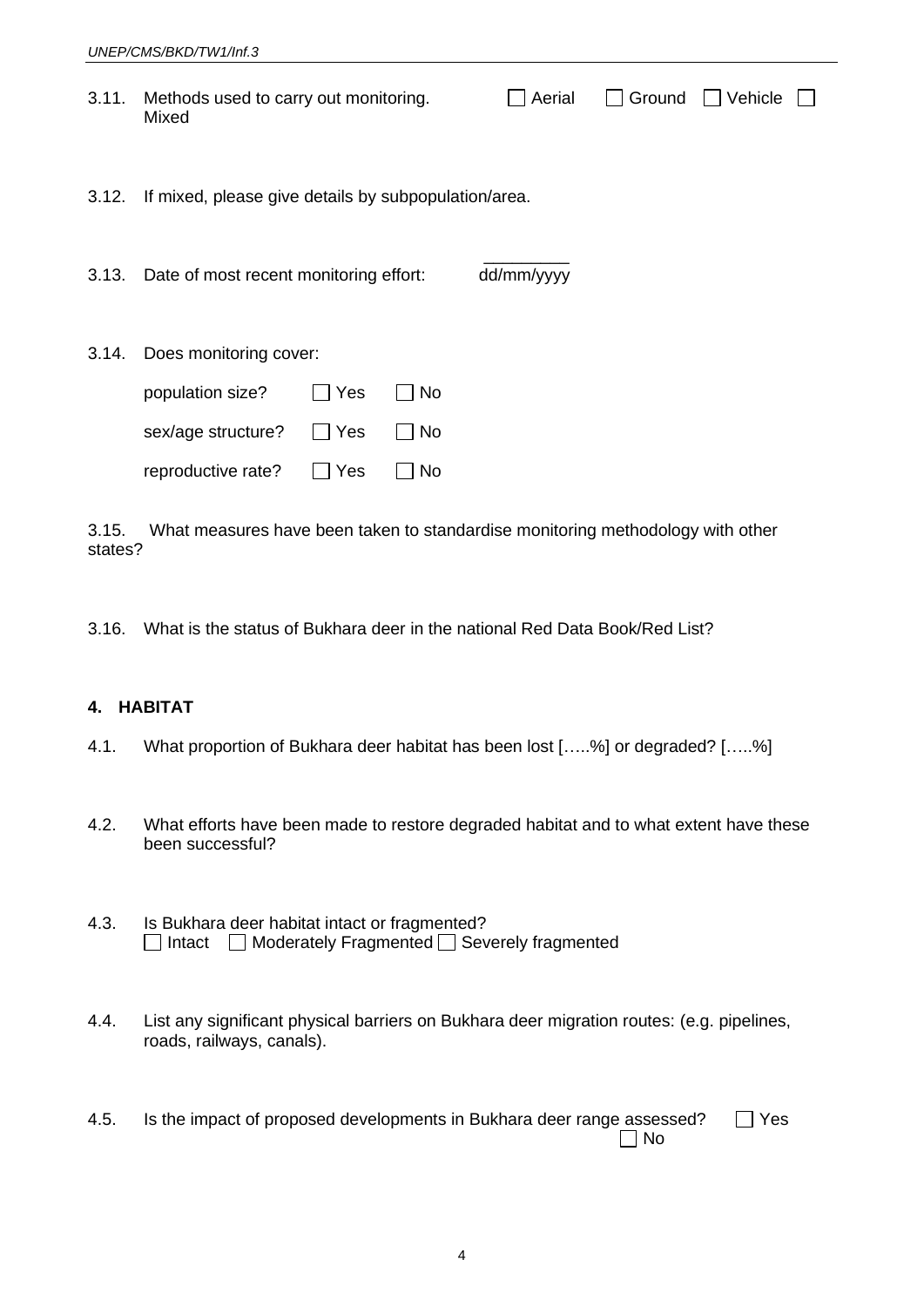3.11. Methods used to carry out monitoring. ☐ Aerial ☐ Ground ☐ Vehicle ☐ Mixed

3.12. If mixed, please give details by subpopulation/area.

3.13. Date of most recent monitoring effort: _________ dd/mm/yyyy

3.14. Does monitoring cover:

population size? ☐ Yes ☐ No

sex/age structure? ☐ Yes ☐ No

reproductive rate? ☐ Yes ☐ No

3.15. What measures have been taken to standardise monitoring methodology with other states?

3.16. What is the status of Bukhara deer in the national Red Data Book/Red List?

## 4. HABITAT

4.1. What proportion of Bukhara deer habitat has been lost […..%] or degraded? […..%]

4.2. What efforts have been made to restore degraded habitat and to what extent have these been successful?

4.3. Is Bukhara deer habitat intact or fragmented?
☐ Intact ☐ Moderately Fragmented ☐ Severely fragmented

4.4. List any significant physical barriers on Bukhara deer migration routes: (e.g. pipelines, roads, railways, canals).

4.5. Is the impact of proposed developments in Bukhara deer range assessed? ☐ Yes ☐ No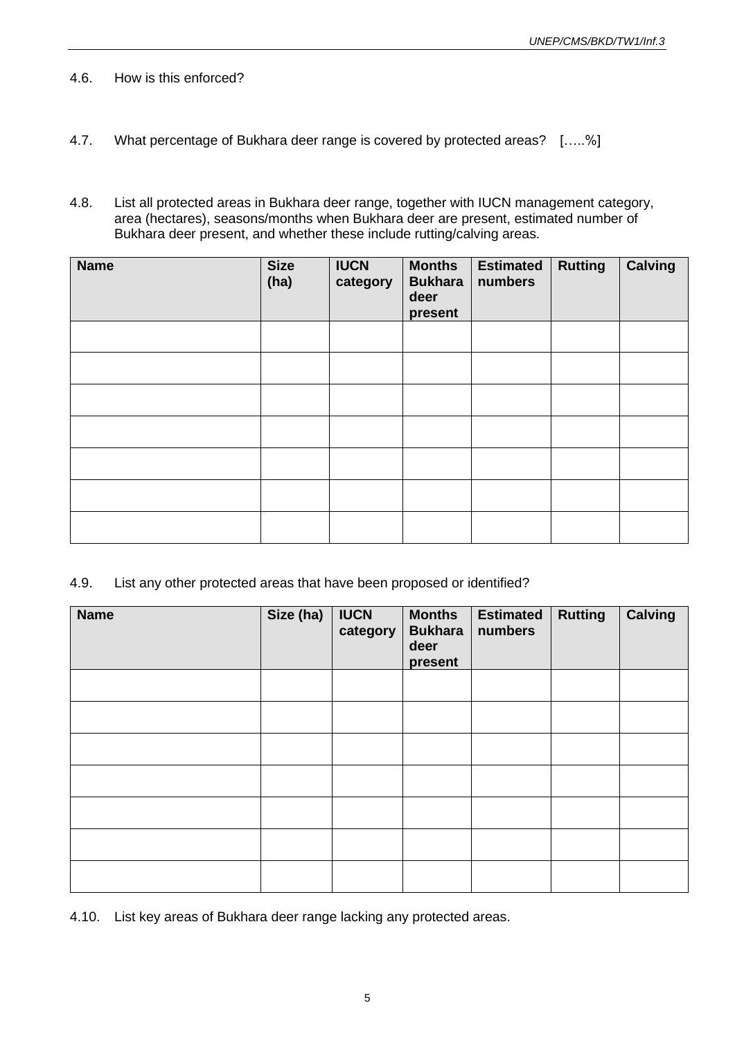4.6. How is this enforced?

4.7. What percentage of Bukhara deer range is covered by protected areas? […..%]

4.8. List all protected areas in Bukhara deer range, together with IUCN management category, area (hectares), seasons/months when Bukhara deer are present, estimated number of Bukhara deer present, and whether these include rutting/calving areas.

| Name | Size (ha) | IUCN category | Months Bukhara deer present | Estimated numbers | Rutting | Calving |
|---|---|---|---|---|---|---|
| | | | | | | |
| | | | | | | |
| | | | | | | |
| | | | | | | |
| | | | | | | |
| | | | | | | |
| | | | | | | |

4.9. List any other protected areas that have been proposed or identified?

| Name | Size (ha) | IUCN category | Months Bukhara deer present | Estimated numbers | Rutting | Calving |
|---|---|---|---|---|---|---|
| | | | | | | |
| | | | | | | |
| | | | | | | |
| | | | | | | |
| | | | | | | |
| | | | | | | |
| | | | | | | |

4.10. List key areas of Bukhara deer range lacking any protected areas.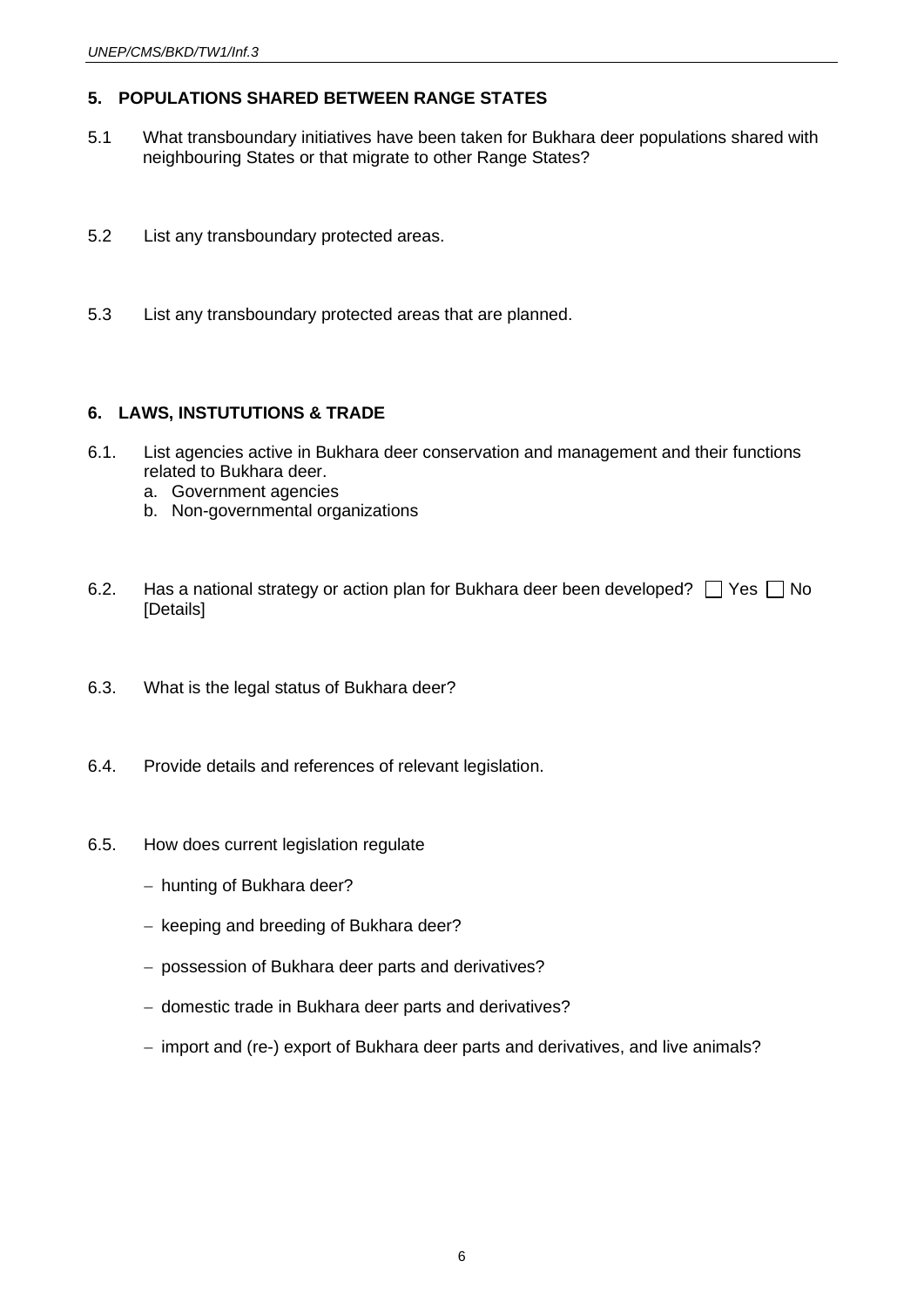## 5. POPULATIONS SHARED BETWEEN RANGE STATES

5.1 What transboundary initiatives have been taken for Bukhara deer populations shared with neighbouring States or that migrate to other Range States?

5.2 List any transboundary protected areas.

5.3 List any transboundary protected areas that are planned.

## 6. LAWS, INSTUTUTIONS & TRADE

6.1. List agencies active in Bukhara deer conservation and management and their functions related to Bukhara deer.

   a. Government agencies
   b. Non-governmental organizations

6.2. Has a national strategy or action plan for Bukhara deer been developed? ☐ Yes ☐ No [Details]

6.3. What is the legal status of Bukhara deer?

6.4. Provide details and references of relevant legislation.

6.5. How does current legislation regulate

- hunting of Bukhara deer?
- keeping and breeding of Bukhara deer?
- possession of Bukhara deer parts and derivatives?
- domestic trade in Bukhara deer parts and derivatives?
- import and (re-) export of Bukhara deer parts and derivatives, and live animals?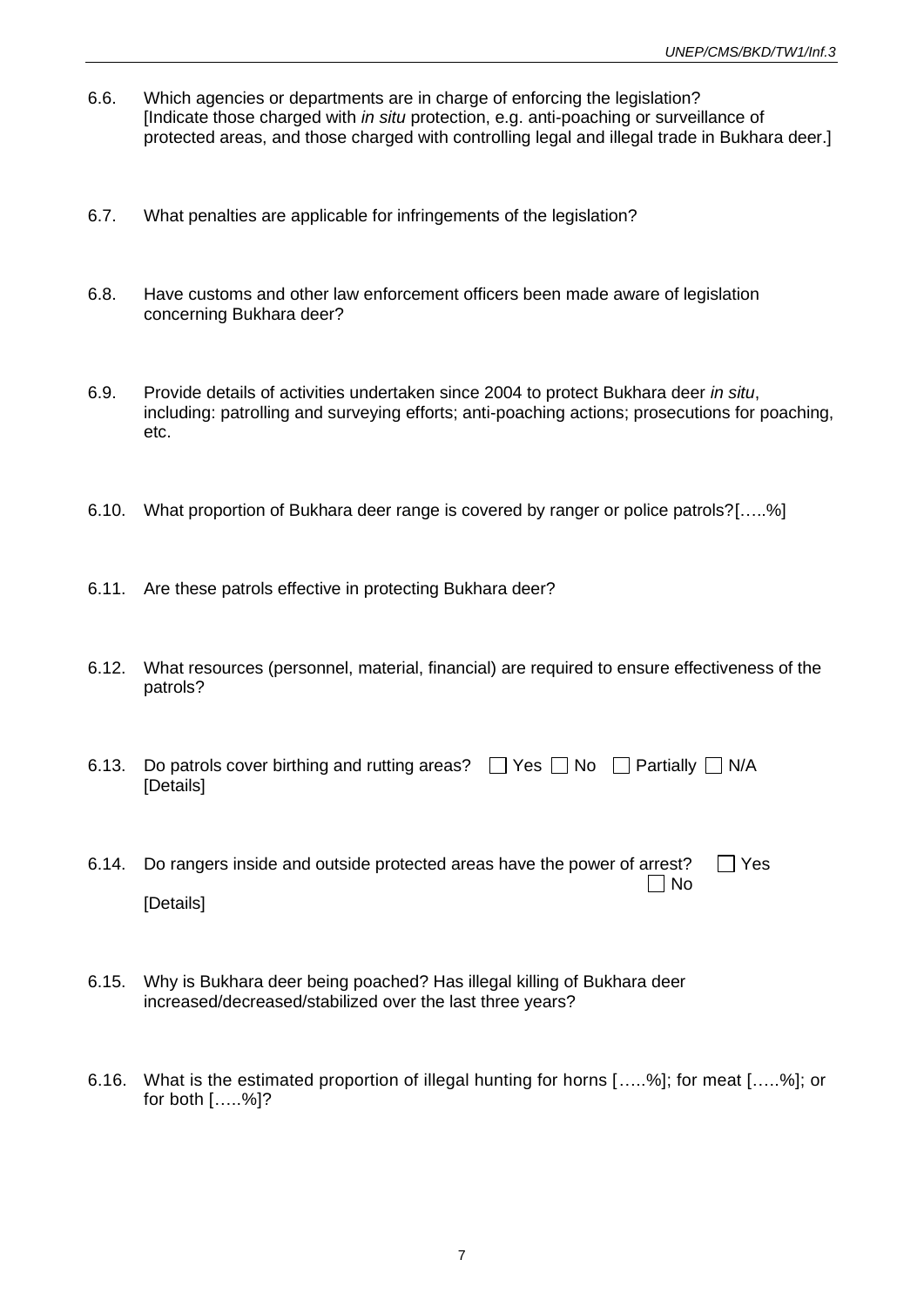6.6. Which agencies or departments are in charge of enforcing the legislation?
[Indicate those charged with *in situ* protection, e.g. anti-poaching or surveillance of protected areas, and those charged with controlling legal and illegal trade in Bukhara deer.]

6.7. What penalties are applicable for infringements of the legislation?

6.8. Have customs and other law enforcement officers been made aware of legislation concerning Bukhara deer?

6.9. Provide details of activities undertaken since 2004 to protect Bukhara deer *in situ*, including: patrolling and surveying efforts; anti-poaching actions; prosecutions for poaching, etc.

6.10. What proportion of Bukhara deer range is covered by ranger or police patrols?[…..%]

6.11. Are these patrols effective in protecting Bukhara deer?

6.12. What resources (personnel, material, financial) are required to ensure effectiveness of the patrols?

6.13. Do patrols cover birthing and rutting areas? ☐ Yes ☐ No ☐ Partially ☐ N/A
[Details]

6.14. Do rangers inside and outside protected areas have the power of arrest? ☐ Yes ☐ No
[Details]

6.15. Why is Bukhara deer being poached? Has illegal killing of Bukhara deer increased/decreased/stabilized over the last three years?

6.16. What is the estimated proportion of illegal hunting for horns […..%]; for meat […..%]; or for both […..%]?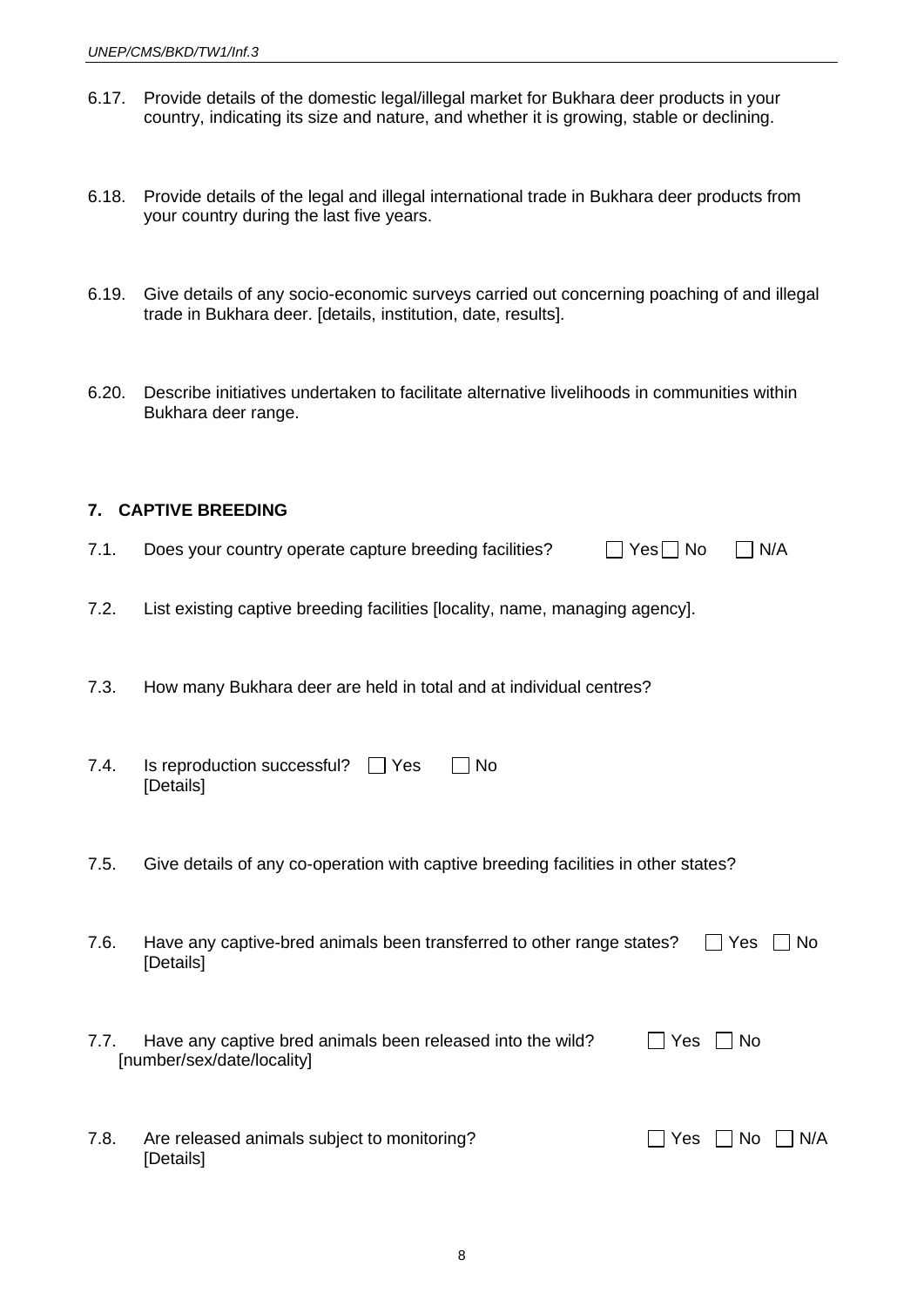6.17. Provide details of the domestic legal/illegal market for Bukhara deer products in your country, indicating its size and nature, and whether it is growing, stable or declining.

6.18. Provide details of the legal and illegal international trade in Bukhara deer products from your country during the last five years.

6.19. Give details of any socio-economic surveys carried out concerning poaching of and illegal trade in Bukhara deer. [details, institution, date, results].

6.20. Describe initiatives undertaken to facilitate alternative livelihoods in communities within Bukhara deer range.

## 7. CAPTIVE BREEDING

7.1. Does your country operate capture breeding facilities? ☐ Yes ☐ No ☐ N/A

7.2. List existing captive breeding facilities [locality, name, managing agency].

7.3. How many Bukhara deer are held in total and at individual centres?

7.4. Is reproduction successful? ☐ Yes ☐ No
[Details]

7.5. Give details of any co-operation with captive breeding facilities in other states?

7.6. Have any captive-bred animals been transferred to other range states? ☐ Yes ☐ No
[Details]

7.7. Have any captive bred animals been released into the wild? ☐ Yes ☐ No
[number/sex/date/locality]

7.8. Are released animals subject to monitoring? ☐ Yes ☐ No ☐ N/A
[Details]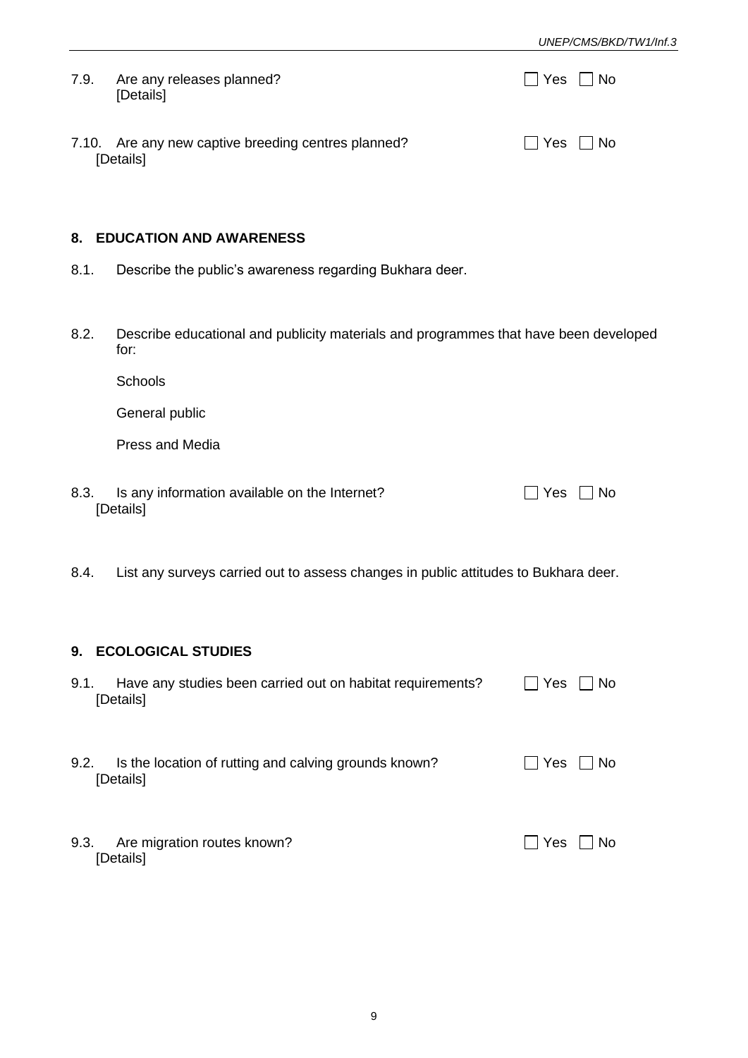7.9. Are any releases planned? ☐ Yes ☐ No
[Details]

7.10. Are any new captive breeding centres planned? ☐ Yes ☐ No
[Details]

## 8. EDUCATION AND AWARENESS

8.1. Describe the public's awareness regarding Bukhara deer.

8.2. Describe educational and publicity materials and programmes that have been developed for:

Schools

General public

Press and Media

8.3. Is any information available on the Internet? ☐ Yes ☐ No
[Details]

8.4. List any surveys carried out to assess changes in public attitudes to Bukhara deer.

## 9. ECOLOGICAL STUDIES

9.1. Have any studies been carried out on habitat requirements? ☐ Yes ☐ No
[Details]

9.2. Is the location of rutting and calving grounds known? ☐ Yes ☐ No
[Details]

9.3. Are migration routes known? ☐ Yes ☐ No
[Details]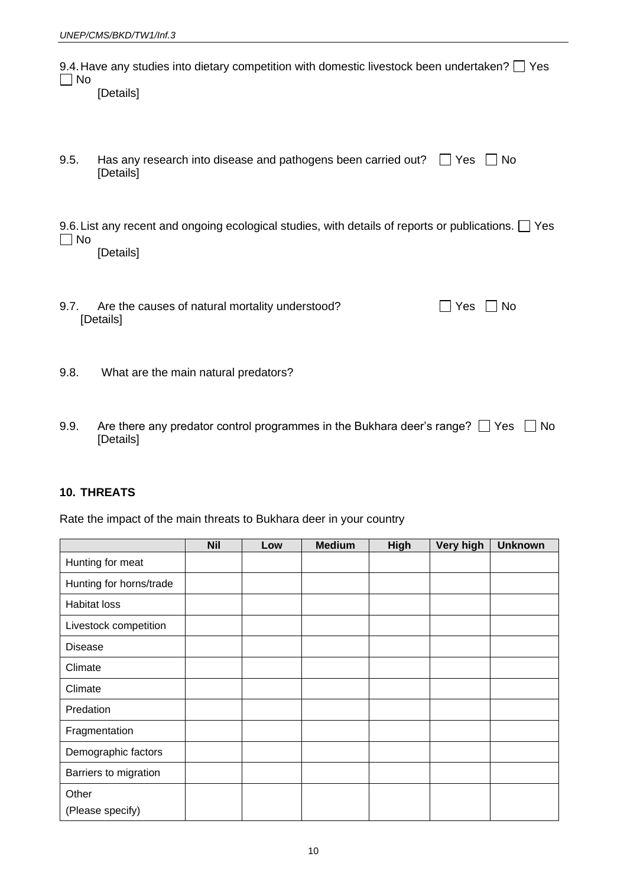9.4. Have any studies into dietary competition with domestic livestock been undertaken? ☐ Yes ☐ No

[Details]

9.5. Has any research into disease and pathogens been carried out? ☐ Yes ☐ No

[Details]

9.6. List any recent and ongoing ecological studies, with details of reports or publications. ☐ Yes ☐ No

[Details]

9.7. Are the causes of natural mortality understood? ☐ Yes ☐ No

[Details]

9.8. What are the main natural predators?

9.9. Are there any predator control programmes in the Bukhara deer's range? ☐ Yes ☐ No

[Details]

## 10. THREATS

Rate the impact of the main threats to Bukhara deer in your country

| | Nil | Low | Medium | High | Very high | Unknown |
|---|---|---|---|---|---|---|
| Hunting for meat | | | | | | |
| Hunting for horns/trade | | | | | | |
| Habitat loss | | | | | | |
| Livestock competition | | | | | | |
| Disease | | | | | | |
| Climate | | | | | | |
| Climate | | | | | | |
| Predation | | | | | | |
| Fragmentation | | | | | | |
| Demographic factors | | | | | | |
| Barriers to migration | | | | | | |
| Other (Please specify) | | | | | | |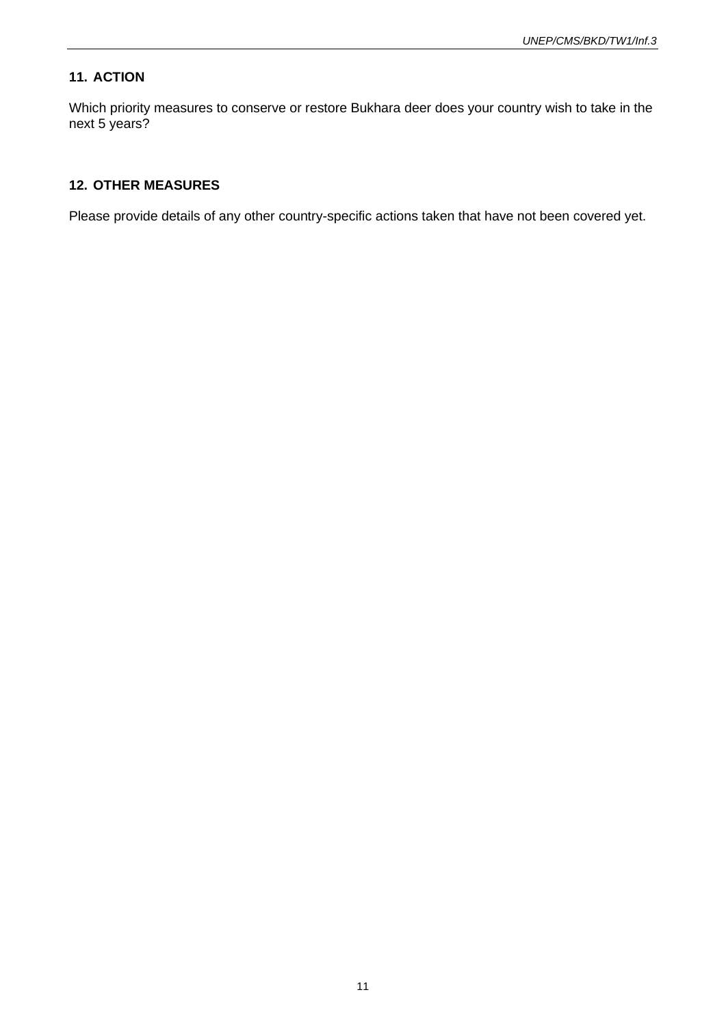## 11. ACTION

Which priority measures to conserve or restore Bukhara deer does your country wish to take in the next 5 years?

## 12. OTHER MEASURES

Please provide details of any other country-specific actions taken that have not been covered yet.